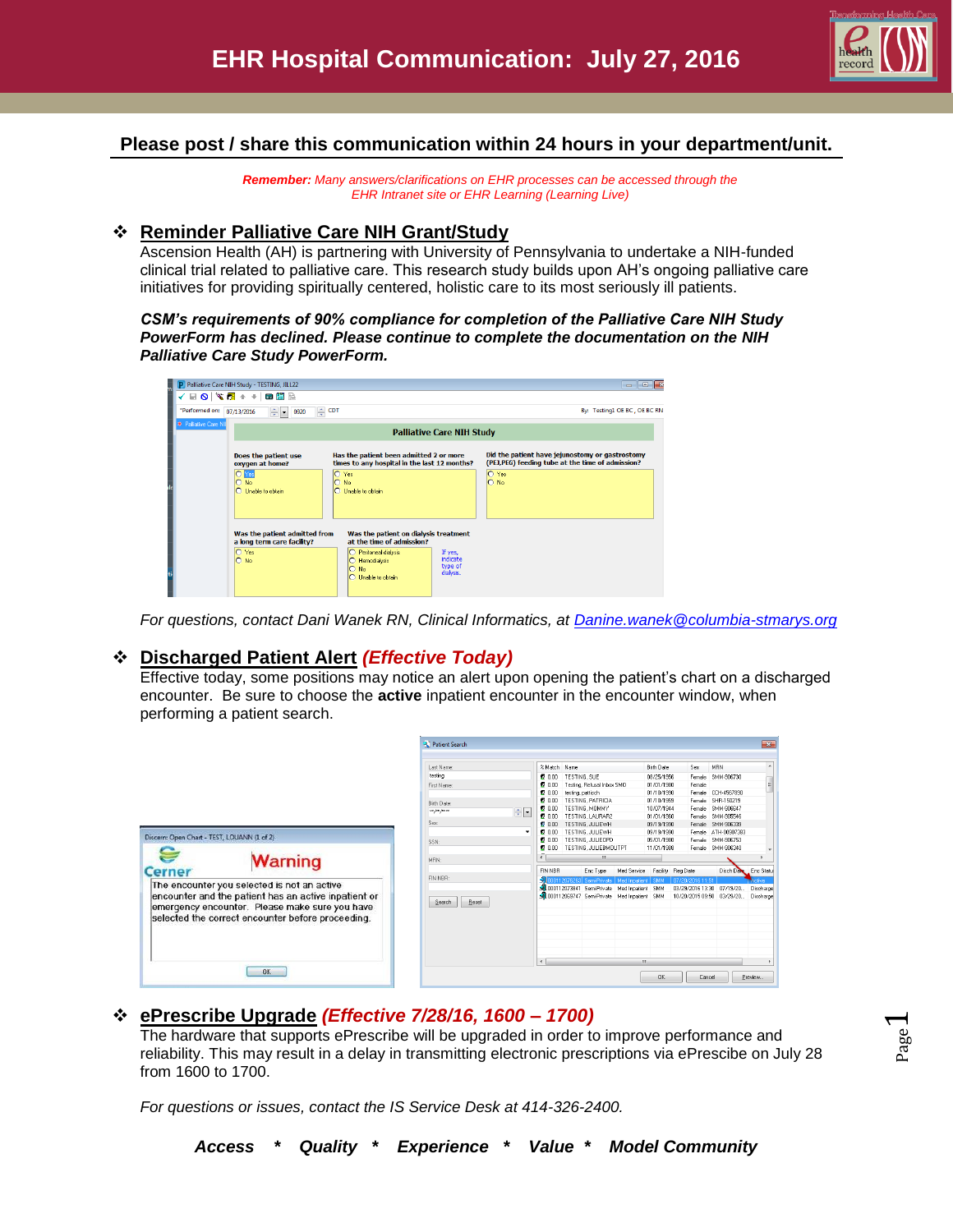# EHR Hospital Communication: July 27, 2016

**Please post / share this communication within 24 hours in your department/unit.**

***Remember:*** *Many answers/clarifications on EHR processes can be accessed through the EHR Intranet site or EHR Learning (Learning Live)*

## Reminder Palliative Care NIH Grant/Study

Ascension Health (AH) is partnering with University of Pennsylvania to undertake a NIH-funded clinical trial related to palliative care. This research study builds upon AH's ongoing palliative care initiatives for providing spiritually centered, holistic care to its most seriously ill patients.

***CSM's requirements of 90% compliance for completion of the Palliative Care NIH Study PowerForm has declined. Please continue to complete the documentation on the NIH Palliative Care Study PowerForm.***

*For questions, contact Dani Wanek RN, Clinical Informatics, at [Danine.wanek@columbia-stmarys.org](mailto:Danine.wanek@columbia-stmarys.org)*

## Discharged Patient Alert *(Effective Today)*

Effective today, some positions may notice an alert upon opening the patient's chart on a discharged encounter. Be sure to choose the **active** inpatient encounter in the encounter window, when performing a patient search.

## ePrescribe Upgrade *(Effective 7/28/16, 1600 – 1700)*

The hardware that supports ePrescribe will be upgraded in order to improve performance and reliability. This may result in a delay in transmitting electronic prescriptions via ePrescibe on July 28 from 1600 to 1700.

*For questions or issues, contact the IS Service Desk at 414-326-2400.*

***Access * Quality * Experience * Value * Model Community***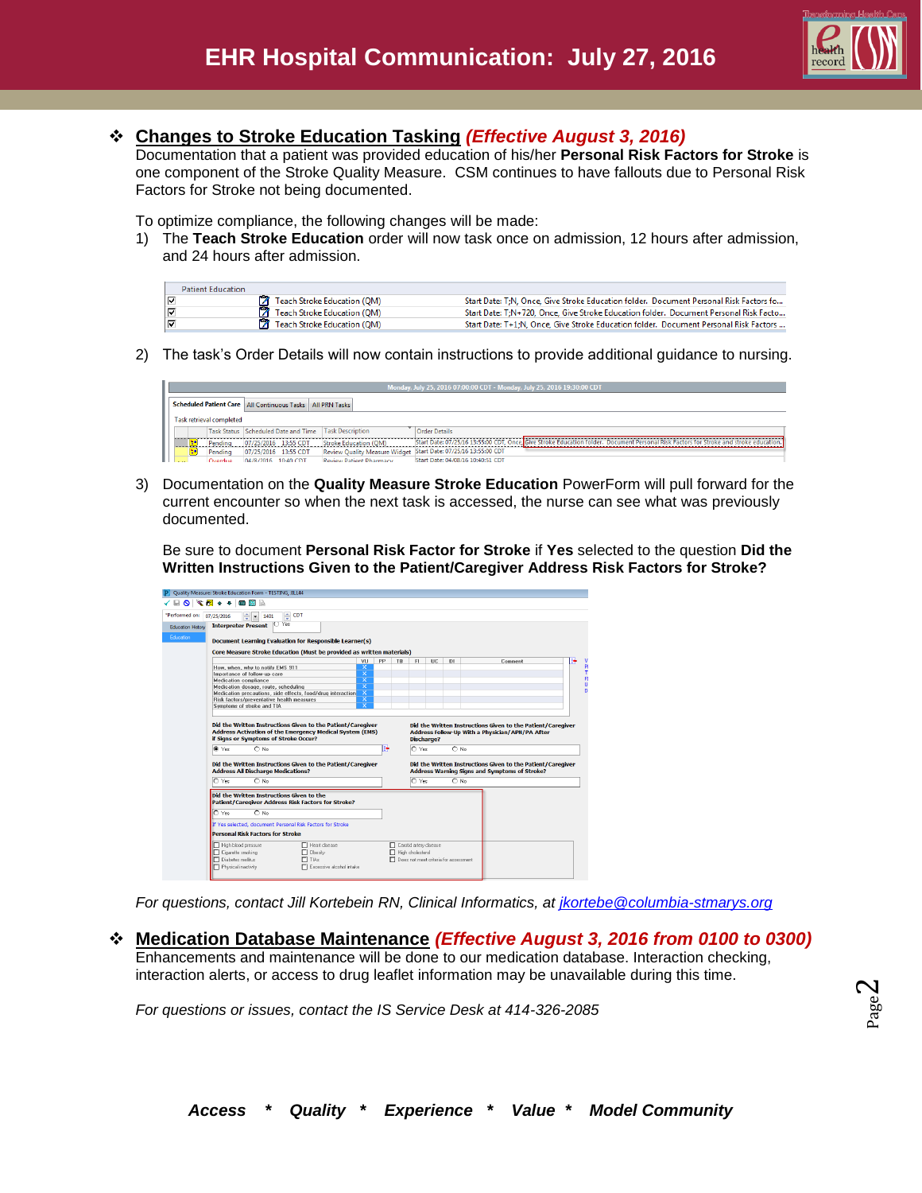# EHR Hospital Communication: July 27, 2016

## Changes to Stroke Education Tasking *(Effective August 3, 2016)*

Documentation that a patient was provided education of his/her **Personal Risk Factors for Stroke** is one component of the Stroke Quality Measure. CSM continues to have fallouts due to Personal Risk Factors for Stroke not being documented.

To optimize compliance, the following changes will be made:

1) The **Teach Stroke Education** order will now task once on admission, 12 hours after admission, and 24 hours after admission.

2) The task's Order Details will now contain instructions to provide additional guidance to nursing.

3) Documentation on the **Quality Measure Stroke Education** PowerForm will pull forward for the current encounter so when the next task is accessed, the nurse can see what was previously documented.

   Be sure to document **Personal Risk Factor for Stroke** if **Yes** selected to the question **Did the Written Instructions Given to the Patient/Caregiver Address Risk Factors for Stroke?**

*For questions, contact Jill Kortebein RN, Clinical Informatics, at jkortebe@columbia-stmarys.org*

## Medication Database Maintenance *(Effective August 3, 2016 from 0100 to 0300)*

Enhancements and maintenance will be done to our medication database. Interaction checking, interaction alerts, or access to drug leaflet information may be unavailable during this time.

*For questions or issues, contact the IS Service Desk at 414-326-2085*

***Access * Quality * Experience * Value * Model Community***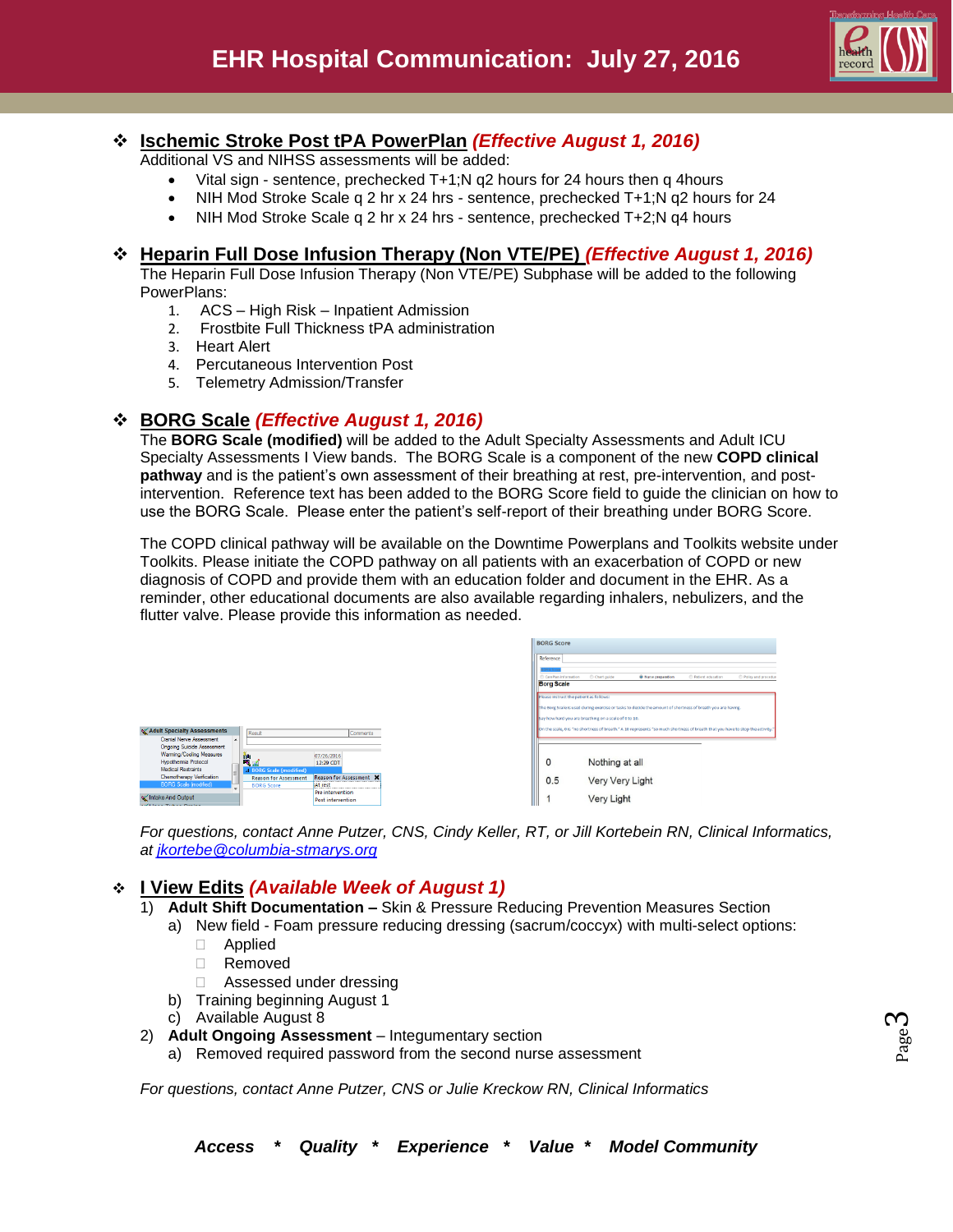# EHR Hospital Communication: July 27, 2016

## ❖ Ischemic Stroke Post tPA PowerPlan *(Effective August 1, 2016)*

Additional VS and NIHSS assessments will be added:

- Vital sign - sentence, prechecked T+1;N q2 hours for 24 hours then q 4hours
- NIH Mod Stroke Scale q 2 hr x 24 hrs - sentence, prechecked T+1;N q2 hours for 24
- NIH Mod Stroke Scale q 2 hr x 24 hrs - sentence, prechecked T+2;N q4 hours

## ❖ Heparin Full Dose Infusion Therapy (Non VTE/PE) *(Effective August 1, 2016)*

The Heparin Full Dose Infusion Therapy (Non VTE/PE) Subphase will be added to the following PowerPlans:

1. ACS – High Risk – Inpatient Admission
2. Frostbite Full Thickness tPA administration
3. Heart Alert
4. Percutaneous Intervention Post
5. Telemetry Admission/Transfer

## ❖ BORG Scale *(Effective August 1, 2016)*

The **BORG Scale (modified)** will be added to the Adult Specialty Assessments and Adult ICU Specialty Assessments I View bands. The BORG Scale is a component of the new **COPD clinical pathway** and is the patient's own assessment of their breathing at rest, pre-intervention, and post-intervention. Reference text has been added to the BORG Score field to guide the clinician on how to use the BORG Scale. Please enter the patient's self-report of their breathing under BORG Score.

The COPD clinical pathway will be available on the Downtime Powerplans and Toolkits website under Toolkits. Please initiate the COPD pathway on all patients with an exacerbation of COPD or new diagnosis of COPD and provide them with an education folder and document in the EHR. As a reminder, other educational documents are also available regarding inhalers, nebulizers, and the flutter valve. Please provide this information as needed.

*For questions, contact Anne Putzer, CNS, Cindy Keller, RT, or Jill Kortebein RN, Clinical Informatics, at [jkortebe@columbia-stmarys.org](mailto:jkortebe@columbia-stmarys.org)*

## ❖ I View Edits *(Available Week of August 1)*

1) **Adult Shift Documentation –** Skin & Pressure Reducing Prevention Measures Section
   a) New field - Foam pressure reducing dressing (sacrum/coccyx) with multi-select options:
      - ☐ Applied
      - ☐ Removed
      - ☐ Assessed under dressing
   b) Training beginning August 1
   c) Available August 8
2) **Adult Ongoing Assessment** – Integumentary section
   a) Removed required password from the second nurse assessment

*For questions, contact Anne Putzer, CNS or Julie Kreckow RN, Clinical Informatics*

***Access * Quality * Experience * Value * Model Community***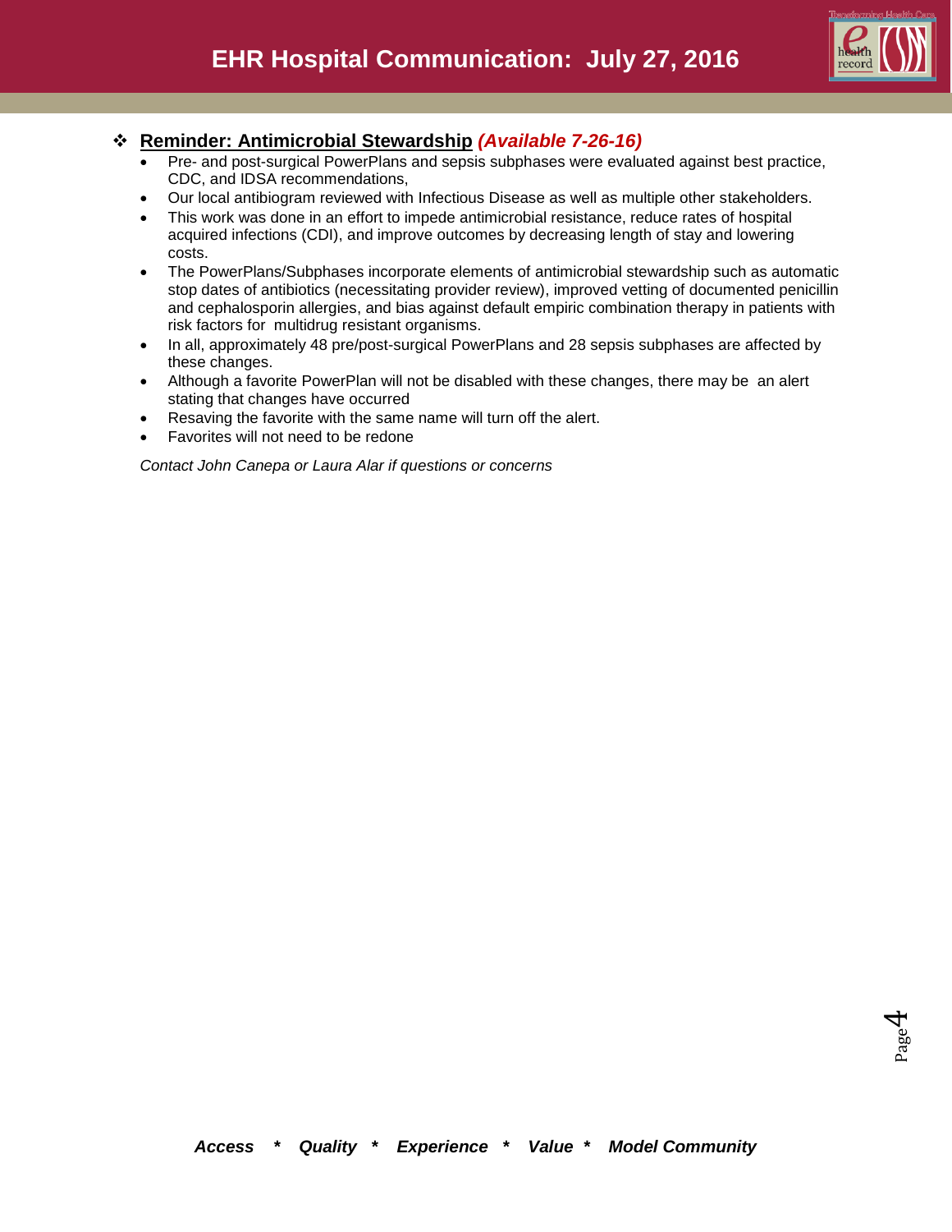# EHR Hospital Communication: July 27, 2016

## Reminder: Antimicrobial Stewardship *(Available 7-26-16)*

- Pre- and post-surgical PowerPlans and sepsis subphases were evaluated against best practice, CDC, and IDSA recommendations,
- Our local antibiogram reviewed with Infectious Disease as well as multiple other stakeholders.
- This work was done in an effort to impede antimicrobial resistance, reduce rates of hospital acquired infections (CDI), and improve outcomes by decreasing length of stay and lowering costs.
- The PowerPlans/Subphases incorporate elements of antimicrobial stewardship such as automatic stop dates of antibiotics (necessitating provider review), improved vetting of documented penicillin and cephalosporin allergies, and bias against default empiric combination therapy in patients with risk factors for multidrug resistant organisms.
- In all, approximately 48 pre/post-surgical PowerPlans and 28 sepsis subphases are affected by these changes.
- Although a favorite PowerPlan will not be disabled with these changes, there may be an alert stating that changes have occurred
- Resaving the favorite with the same name will turn off the alert.
- Favorites will not need to be redone

*Contact John Canepa or Laura Alar if questions or concerns*

***Access * Quality * Experience * Value * Model Community***